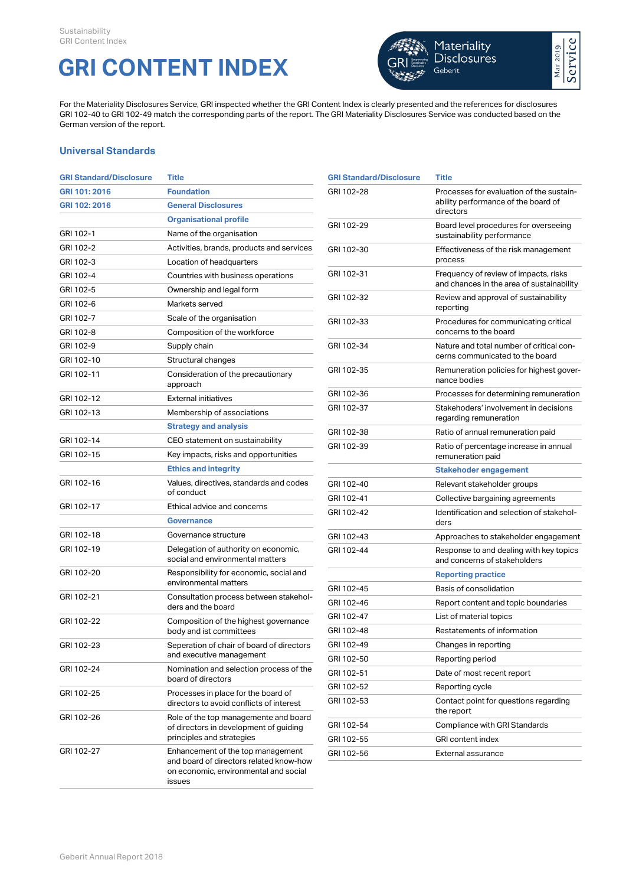# GRI CONTENT INDEX

Materiality Disclosures Service – Geberit – Mar 2019

For the Materiality Disclosures Service, GRI inspected whether the GRI Content Index is clearly presented and the references for disclosures GRI 102-40 to GRI 102-49 match the corresponding parts of the report. The GRI Materiality Disclosures Service was conducted based on the German version of the report.

## Universal Standards

| GRI Standard/Disclosure | Title |
|---|---|
| **GRI 101: 2016** | **Foundation** |
| **GRI 102: 2016** | **General Disclosures** |
| | **Organisational profile** |
| GRI 102-1 | Name of the organisation |
| GRI 102-2 | Activities, brands, products and services |
| GRI 102-3 | Location of headquarters |
| GRI 102-4 | Countries with business operations |
| GRI 102-5 | Ownership and legal form |
| GRI 102-6 | Markets served |
| GRI 102-7 | Scale of the organisation |
| GRI 102-8 | Composition of the workforce |
| GRI 102-9 | Supply chain |
| GRI 102-10 | Structural changes |
| GRI 102-11 | Consideration of the precautionary approach |
| GRI 102-12 | External initiatives |
| GRI 102-13 | Membership of associations |
| | **Strategy and analysis** |
| GRI 102-14 | CEO statement on sustainability |
| GRI 102-15 | Key impacts, risks and opportunities |
| | **Ethics and integrity** |
| GRI 102-16 | Values, directives, standards and codes of conduct |
| GRI 102-17 | Ethical advice and concerns |
| | **Governance** |
| GRI 102-18 | Governance structure |
| GRI 102-19 | Delegation of authority on economic, social and environmental matters |
| GRI 102-20 | Responsibility for economic, social and environmental matters |
| GRI 102-21 | Consultation process between stakeholders and the board |
| GRI 102-22 | Composition of the highest governance body and ist committees |
| GRI 102-23 | Seperation of chair of board of directors and executive management |
| GRI 102-24 | Nomination and selection process of the board of directors |
| GRI 102-25 | Processes in place for the board of directors to avoid conflicts of interest |
| GRI 102-26 | Role of the top management and board of directors in development of guiding principles and strategies |
| GRI 102-27 | Enhancement of the top management and board of directors related know-how on economic, environmental and social issues |
| GRI 102-28 | Processes for evaluation of the sustainability performance of the board of directors |
| GRI 102-29 | Board level procedures for overseeing sustainability performance |
| GRI 102-30 | Effectiveness of the risk management process |
| GRI 102-31 | Frequency of review of impacts, risks and chances in the area of sustainability |
| GRI 102-32 | Review and approval of sustainability reporting |
| GRI 102-33 | Procedures for communicating critical concerns to the board |
| GRI 102-34 | Nature and total number of critical concerns communicated to the board |
| GRI 102-35 | Remuneration policies for highest governance bodies |
| GRI 102-36 | Processes for determining remuneration |
| GRI 102-37 | Stakehoders' involvement in decisions regarding remuneration |
| GRI 102-38 | Ratio of annual remuneration paid |
| GRI 102-39 | Ratio of percentage increase in annual remuneration paid |
| | **Stakehoder engagement** |
| GRI 102-40 | Relevant stakeholder groups |
| GRI 102-41 | Collective bargaining agreements |
| GRI 102-42 | Identification and selection of stakeholders |
| GRI 102-43 | Approaches to stakeholder engagement |
| GRI 102-44 | Response to and dealing with key topics and concerns of stakeholders |
| | **Reporting practice** |
| GRI 102-45 | Basis of consolidation |
| GRI 102-46 | Report content and topic boundaries |
| GRI 102-47 | List of material topics |
| GRI 102-48 | Restatements of information |
| GRI 102-49 | Changes in reporting |
| GRI 102-50 | Reporting period |
| GRI 102-51 | Date of most recent report |
| GRI 102-52 | Reporting cycle |
| GRI 102-53 | Contact point for questions regarding the report |
| GRI 102-54 | Compliance with GRI Standards |
| GRI 102-55 | GRI content index |
| GRI 102-56 | External assurance |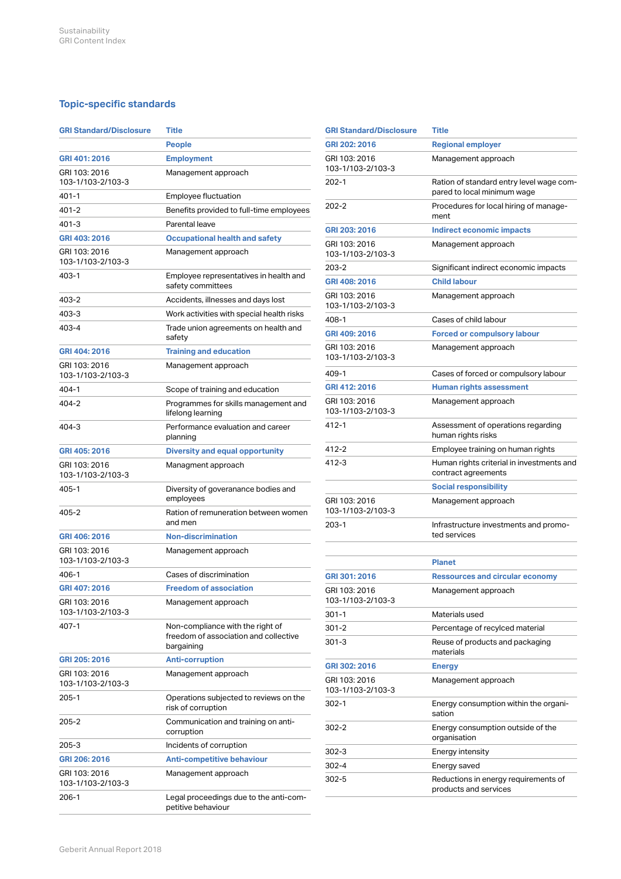## Topic-specific standards

| GRI Standard/Disclosure | Title |
|---|---|
| | **People** |
| **GRI 401: 2016** | **Employment** |
| GRI 103: 2016 103-1/103-2/103-3 | Management approach |
| 401-1 | Employee fluctuation |
| 401-2 | Benefits provided to full-time employees |
| 401-3 | Parental leave |
| **GRI 403: 2016** | **Occupational health and safety** |
| GRI 103: 2016 103-1/103-2/103-3 | Management approach |
| 403-1 | Employee representatives in health and safety committees |
| 403-2 | Accidents, illnesses and days lost |
| 403-3 | Work activities with special health risks |
| 403-4 | Trade union agreements on health and safety |
| **GRI 404: 2016** | **Training and education** |
| GRI 103: 2016 103-1/103-2/103-3 | Management approach |
| 404-1 | Scope of training and education |
| 404-2 | Programmes for skills management and lifelong learning |
| 404-3 | Performance evaluation and career planning |
| **GRI 405: 2016** | **Diversity and equal opportunity** |
| GRI 103: 2016 103-1/103-2/103-3 | Managment approach |
| 405-1 | Diversity of goveranance bodies and employees |
| 405-2 | Ration of remuneration between women and men |
| **GRI 406: 2016** | **Non-discrimination** |
| GRI 103: 2016 103-1/103-2/103-3 | Management approach |
| 406-1 | Cases of discrimination |
| **GRI 407: 2016** | **Freedom of association** |
| GRI 103: 2016 103-1/103-2/103-3 | Management approach |
| 407-1 | Non-compliance with the right of freedom of association and collective bargaining |
| **GRI 205: 2016** | **Anti-corruption** |
| GRI 103: 2016 103-1/103-2/103-3 | Management approach |
| 205-1 | Operations subjected to reviews on the risk of corruption |
| 205-2 | Communication and training on anti-corruption |
| 205-3 | Incidents of corruption |
| **GRI 206: 2016** | **Anti-competitive behaviour** |
| GRI 103: 2016 103-1/103-2/103-3 | Management approach |
| 206-1 | Legal proceedings due to the anti-competitive behaviour |

| GRI Standard/Disclosure | Title |
|---|---|
| **GRI 202: 2016** | **Regional employer** |
| GRI 103: 2016 103-1/103-2/103-3 | Management approach |
| 202-1 | Ration of standard entry level wage compared to local minimum wage |
| 202-2 | Procedures for local hiring of management |
| **GRI 203: 2016** | **Indirect economic impacts** |
| GRI 103: 2016 103-1/103-2/103-3 | Management approach |
| 203-2 | Significant indirect economic impacts |
| **GRI 408: 2016** | **Child labour** |
| GRI 103: 2016 103-1/103-2/103-3 | Management approach |
| 408-1 | Cases of child labour |
| **GRI 409: 2016** | **Forced or compulsory labour** |
| GRI 103: 2016 103-1/103-2/103-3 | Management approach |
| 409-1 | Cases of forced or compulsory labour |
| **GRI 412: 2016** | **Human rights assessment** |
| GRI 103: 2016 103-1/103-2/103-3 | Management approach |
| 412-1 | Assessment of operations regarding human rights risks |
| 412-2 | Employee training on human rights |
| 412-3 | Human rights criterial in investments and contract agreements |
| | **Social responsibility** |
| GRI 103: 2016 103-1/103-2/103-3 | Management approach |
| 203-1 | Infrastructure investments and promoted services |
| | |
| | **Planet** |
| **GRI 301: 2016** | **Ressources and circular economy** |
| GRI 103: 2016 103-1/103-2/103-3 | Management approach |
| 301-1 | Materials used |
| 301-2 | Percentage of recylced material |
| 301-3 | Reuse of products and packaging materials |
| **GRI 302: 2016** | **Energy** |
| GRI 103: 2016 103-1/103-2/103-3 | Management approach |
| 302-1 | Energy consumption within the organisation |
| 302-2 | Energy consumption outside of the organisation |
| 302-3 | Energy intensity |
| 302-4 | Energy saved |
| 302-5 | Reductions in energy requirements of products and services |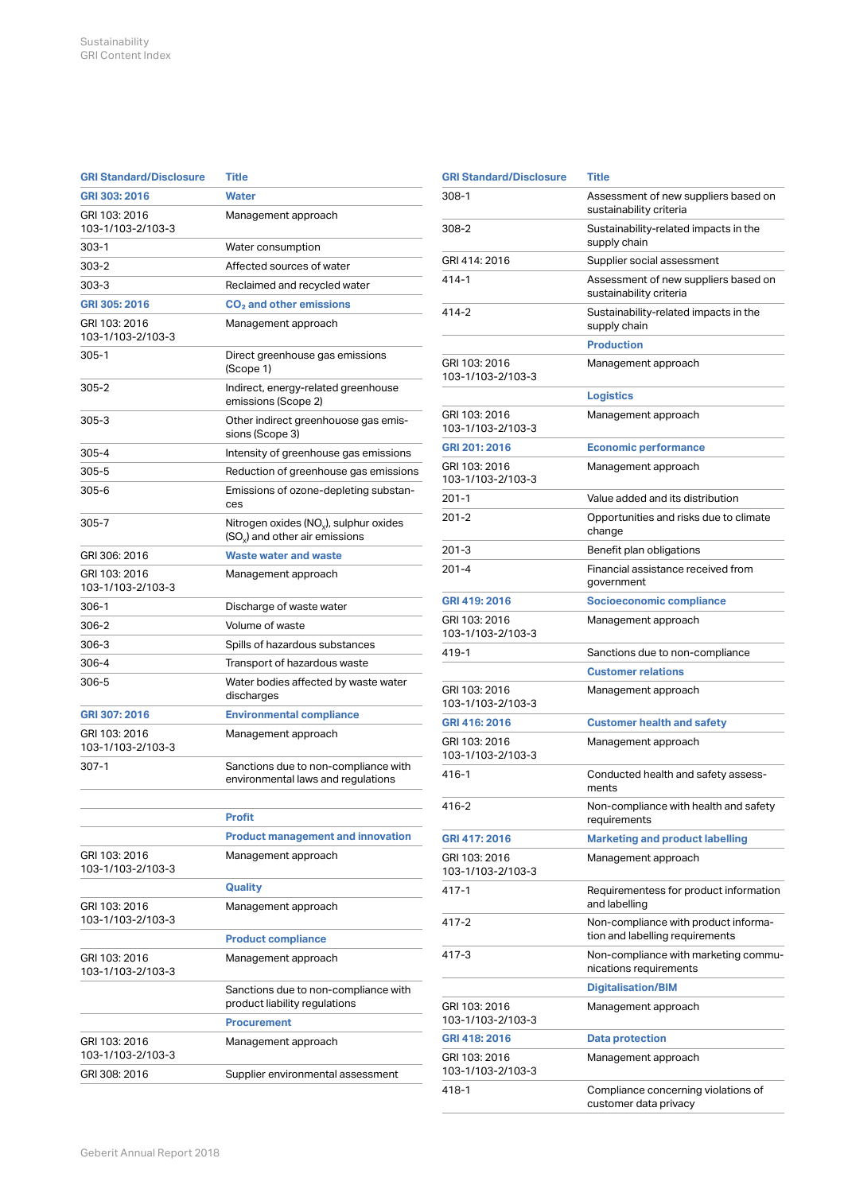| GRI Standard/Disclosure | Title |
| --- | --- |
| **GRI 303: 2016** | **Water** |
| GRI 103: 2016 103-1/103-2/103-3 | Management approach |
| 303-1 | Water consumption |
| 303-2 | Affected sources of water |
| 303-3 | Reclaimed and recycled water |
| **GRI 305: 2016** | **$CO_2$ and other emissions** |
| GRI 103: 2016 103-1/103-2/103-3 | Management approach |
| 305-1 | Direct greenhouse gas emissions (Scope 1) |
| 305-2 | Indirect, energy-related greenhouse emissions (Scope 2) |
| 305-3 | Other indirect greenhouose gas emissions (Scope 3) |
| 305-4 | Intensity of greenhouse gas emissions |
| 305-5 | Reduction of greenhouse gas emissions |
| 305-6 | Emissions of ozone-depleting substances |
| 305-7 | Nitrogen oxides ($NO_x$), sulphur oxides ($SO_x$) and other air emissions |
| GRI 306: 2016 | **Waste water and waste** |
| GRI 103: 2016 103-1/103-2/103-3 | Management approach |
| 306-1 | Discharge of waste water |
| 306-2 | Volume of waste |
| 306-3 | Spills of hazardous substances |
| 306-4 | Transport of hazardous waste |
| 306-5 | Water bodies affected by waste water discharges |
| **GRI 307: 2016** | **Environmental compliance** |
| GRI 103: 2016 103-1/103-2/103-3 | Management approach |
| 307-1 | Sanctions due to non-compliance with environmental laws and regulations |
| | **Profit** |
| | **Product management and innovation** |
| GRI 103: 2016 103-1/103-2/103-3 | Management approach |
| | **Quality** |
| GRI 103: 2016 103-1/103-2/103-3 | Management approach |
| | **Product compliance** |
| GRI 103: 2016 103-1/103-2/103-3 | Management approach |
| | Sanctions due to non-compliance with product liability regulations |
| | **Procurement** |
| GRI 103: 2016 103-1/103-2/103-3 | Management approach |
| GRI 308: 2016 | Supplier environmental assessment |
| 308-1 | Assessment of new suppliers based on sustainability criteria |
| 308-2 | Sustainability-related impacts in the supply chain |
| GRI 414: 2016 | Supplier social assessment |
| 414-1 | Assessment of new suppliers based on sustainability criteria |
| 414-2 | Sustainability-related impacts in the supply chain |
| | **Production** |
| GRI 103: 2016 103-1/103-2/103-3 | Management approach |
| | **Logistics** |
| GRI 103: 2016 103-1/103-2/103-3 | Management approach |
| **GRI 201: 2016** | **Economic performance** |
| GRI 103: 2016 103-1/103-2/103-3 | Management approach |
| 201-1 | Value added and its distribution |
| 201-2 | Opportunities and risks due to climate change |
| 201-3 | Benefit plan obligations |
| 201-4 | Financial assistance received from government |
| **GRI 419: 2016** | **Socioeconomic compliance** |
| GRI 103: 2016 103-1/103-2/103-3 | Management approach |
| 419-1 | Sanctions due to non-compliance |
| | **Customer relations** |
| GRI 103: 2016 103-1/103-2/103-3 | Management approach |
| **GRI 416: 2016** | **Customer health and safety** |
| GRI 103: 2016 103-1/103-2/103-3 | Management approach |
| 416-1 | Conducted health and safety assessments |
| 416-2 | Non-compliance with health and safety requirements |
| **GRI 417: 2016** | **Marketing and product labelling** |
| GRI 103: 2016 103-1/103-2/103-3 | Management approach |
| 417-1 | Requirementess for product information and labelling |
| 417-2 | Non-compliance with product information and labelling requirements |
| 417-3 | Non-compliance with marketing communications requirements |
| | **Digitalisation/BIM** |
| GRI 103: 2016 103-1/103-2/103-3 | Management approach |
| **GRI 418: 2016** | **Data protection** |
| GRI 103: 2016 103-1/103-2/103-3 | Management approach |
| 418-1 | Compliance concerning violations of customer data privacy |